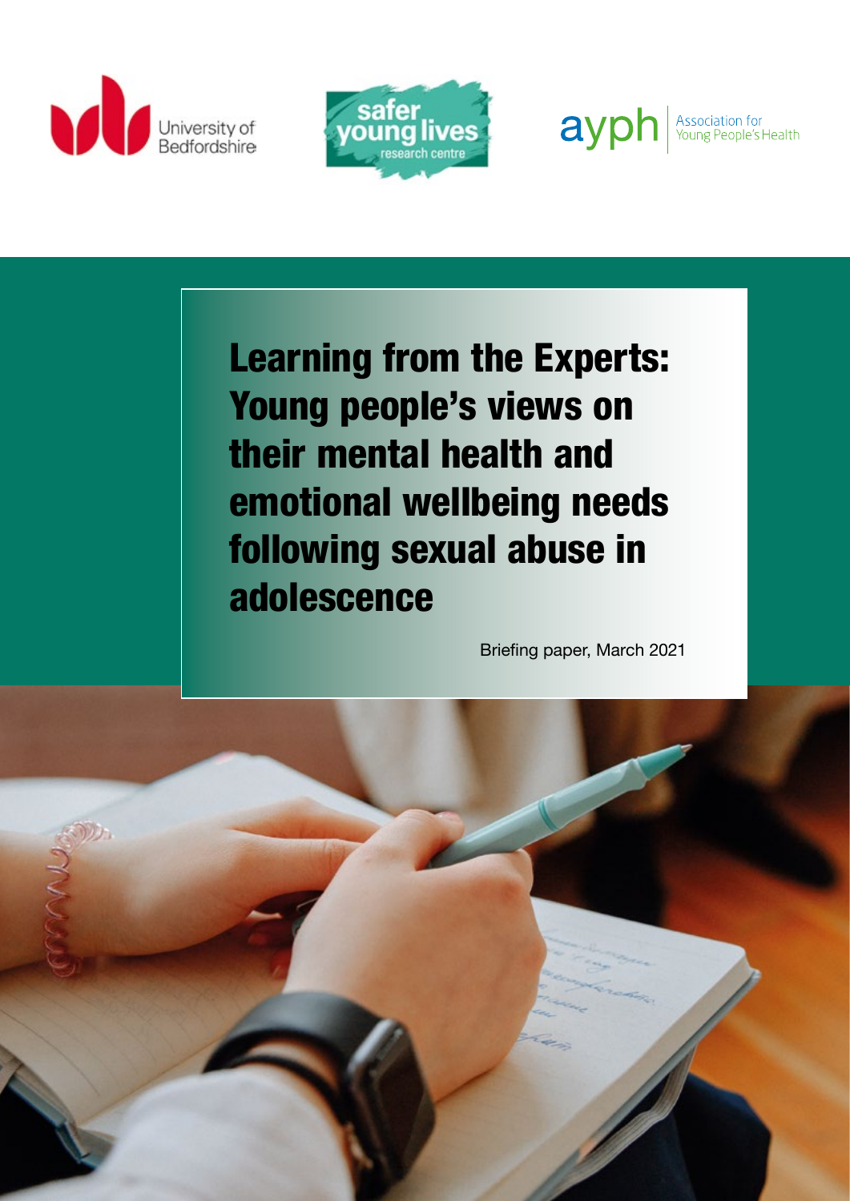University of Bedfordshire

safer young lives research centre

ayph Association for Young People's Health

# Learning from the Experts: Young people's views on their mental health and emotional wellbeing needs following sexual abuse in adolescence

Briefing paper, March 2021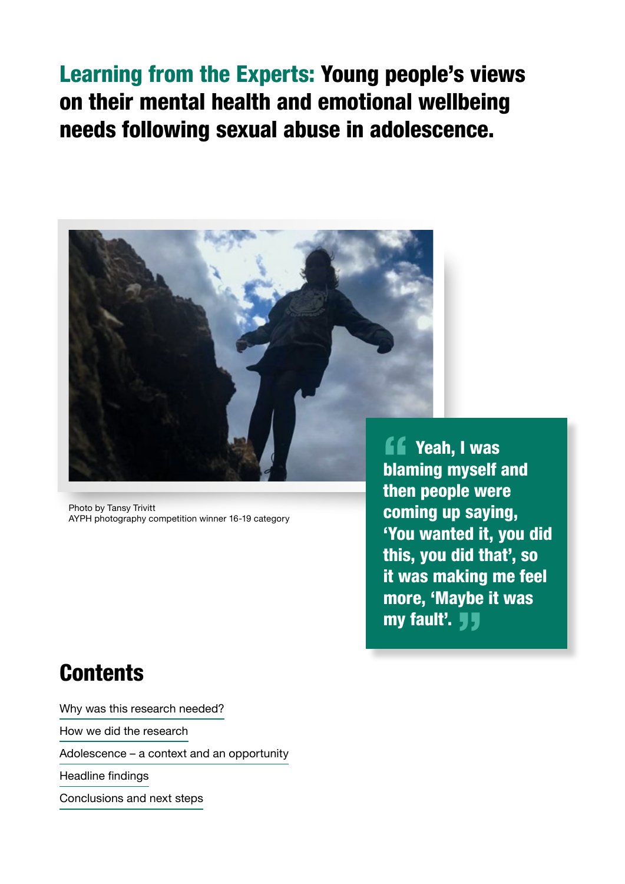# Learning from the Experts: Young people's views on their mental health and emotional wellbeing needs following sexual abuse in adolescence.

Photo by Tansy Trivitt
AYPH photography competition winner 16-19 category

> Yeah, I was blaming myself and then people were coming up saying, 'You wanted it, you did this, you did that', so it was making me feel more, 'Maybe it was my fault'.

## Contents

- Why was this research needed?
- How we did the research
- Adolescence – a context and an opportunity
- Headline findings
- Conclusions and next steps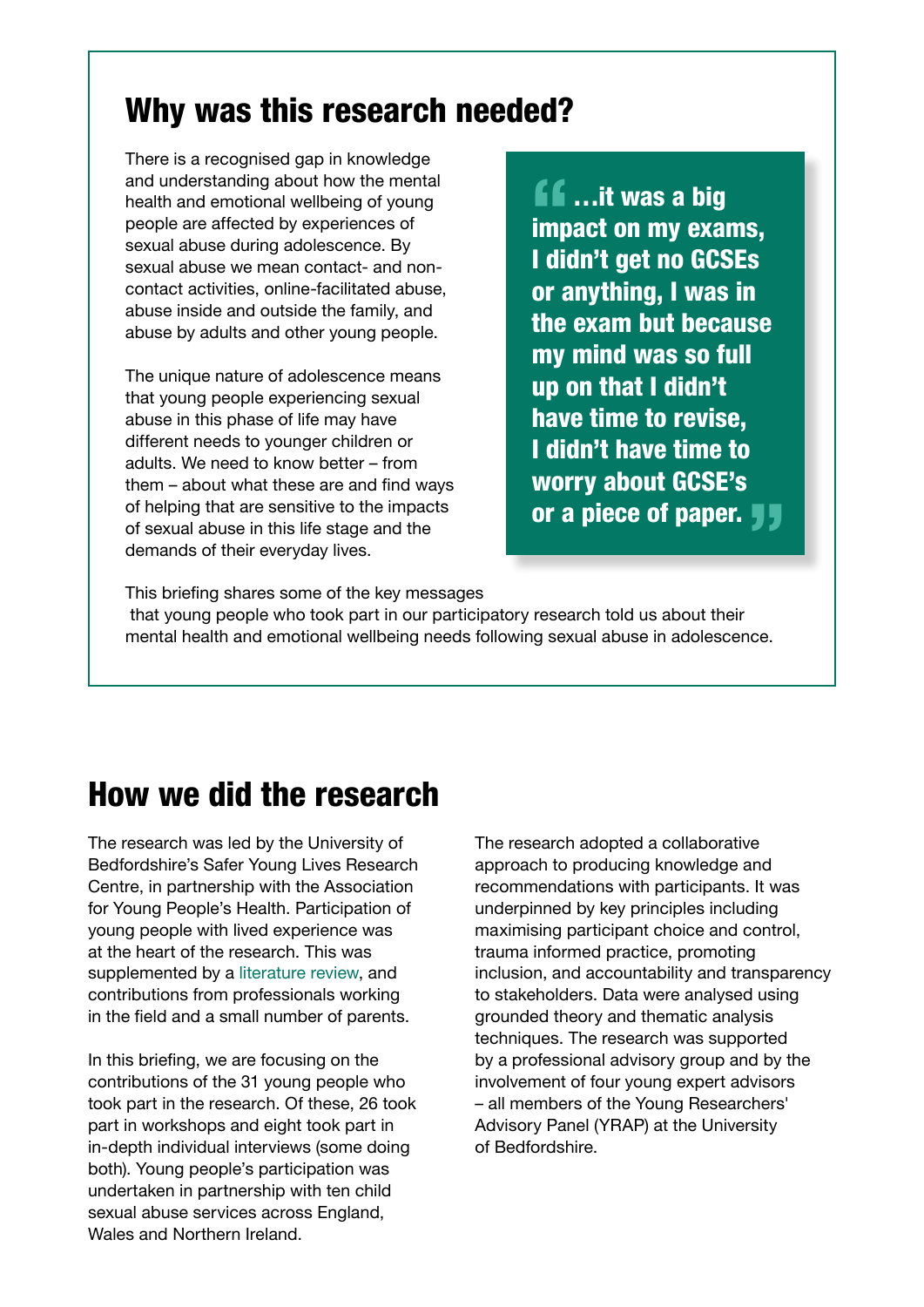## Why was this research needed?

There is a recognised gap in knowledge and understanding about how the mental health and emotional wellbeing of young people are affected by experiences of sexual abuse during adolescence. By sexual abuse we mean contact- and non-contact activities, online-facilitated abuse, abuse inside and outside the family, and abuse by adults and other young people.

The unique nature of adolescence means that young people experiencing sexual abuse in this phase of life may have different needs to younger children or adults. We need to know better – from them – about what these are and find ways of helping that are sensitive to the impacts of sexual abuse in this life stage and the demands of their everyday lives.

> **"…it was a big impact on my exams, I didn't get no GCSEs or anything, I was in the exam but because my mind was so full up on that I didn't have time to revise, I didn't have time to worry about GCSE's or a piece of paper."**

This briefing shares some of the key messages that young people who took part in our participatory research told us about their mental health and emotional wellbeing needs following sexual abuse in adolescence.

## How we did the research

The research was led by the University of Bedfordshire's Safer Young Lives Research Centre, in partnership with the Association for Young People's Health. Participation of young people with lived experience was at the heart of the research. This was supplemented by a literature review, and contributions from professionals working in the field and a small number of parents.

In this briefing, we are focusing on the contributions of the 31 young people who took part in the research. Of these, 26 took part in workshops and eight took part in in-depth individual interviews (some doing both). Young people's participation was undertaken in partnership with ten child sexual abuse services across England, Wales and Northern Ireland.

The research adopted a collaborative approach to producing knowledge and recommendations with participants. It was underpinned by key principles including maximising participant choice and control, trauma informed practice, promoting inclusion, and accountability and transparency to stakeholders. Data were analysed using grounded theory and thematic analysis techniques. The research was supported by a professional advisory group and by the involvement of four young expert advisors – all members of the Young Researchers' Advisory Panel (YRAP) at the University of Bedfordshire.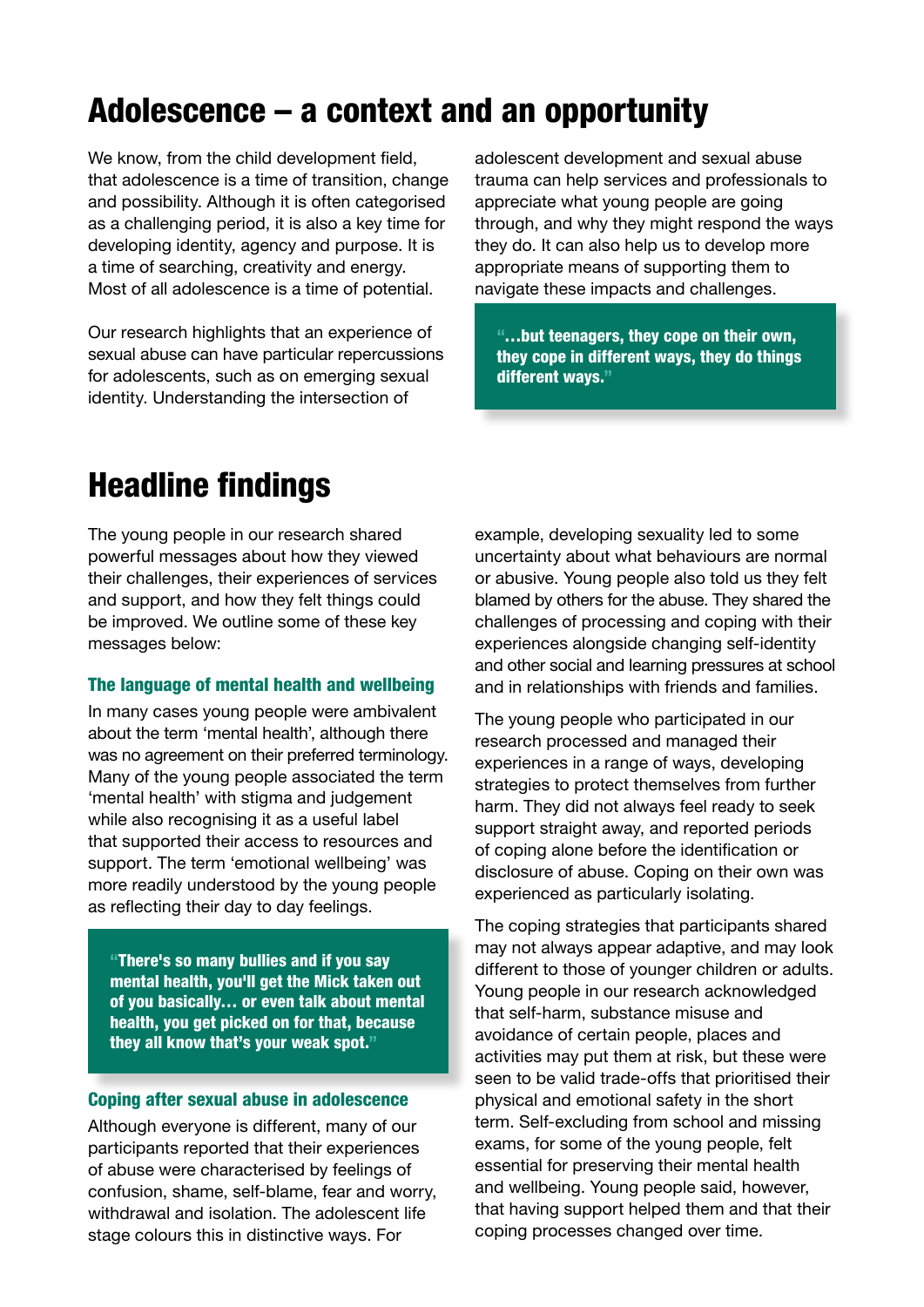# Adolescence – a context and an opportunity

We know, from the child development field, that adolescence is a time of transition, change and possibility. Although it is often categorised as a challenging period, it is also a key time for developing identity, agency and purpose. It is a time of searching, creativity and energy. Most of all adolescence is a time of potential.

Our research highlights that an experience of sexual abuse can have particular repercussions for adolescents, such as on emerging sexual identity. Understanding the intersection of adolescent development and sexual abuse trauma can help services and professionals to appreciate what young people are going through, and why they might respond the ways they do. It can also help us to develop more appropriate means of supporting them to navigate these impacts and challenges.

> **"…but teenagers, they cope on their own, they cope in different ways, they do things different ways."**

# Headline findings

The young people in our research shared powerful messages about how they viewed their challenges, their experiences of services and support, and how they felt things could be improved. We outline some of these key messages below:

### The language of mental health and wellbeing

In many cases young people were ambivalent about the term 'mental health', although there was no agreement on their preferred terminology. Many of the young people associated the term 'mental health' with stigma and judgement while also recognising it as a useful label that supported their access to resources and support. The term 'emotional wellbeing' was more readily understood by the young people as reflecting their day to day feelings.

> **"There's so many bullies and if you say mental health, you'll get the Mick taken out of you basically… or even talk about mental health, you get picked on for that, because they all know that's your weak spot."**

### Coping after sexual abuse in adolescence

Although everyone is different, many of our participants reported that their experiences of abuse were characterised by feelings of confusion, shame, self-blame, fear and worry, withdrawal and isolation. The adolescent life stage colours this in distinctive ways. For example, developing sexuality led to some uncertainty about what behaviours are normal or abusive. Young people also told us they felt blamed by others for the abuse. They shared the challenges of processing and coping with their experiences alongside changing self-identity and other social and learning pressures at school and in relationships with friends and families.

The young people who participated in our research processed and managed their experiences in a range of ways, developing strategies to protect themselves from further harm. They did not always feel ready to seek support straight away, and reported periods of coping alone before the identification or disclosure of abuse. Coping on their own was experienced as particularly isolating.

The coping strategies that participants shared may not always appear adaptive, and may look different to those of younger children or adults. Young people in our research acknowledged that self-harm, substance misuse and avoidance of certain people, places and activities may put them at risk, but these were seen to be valid trade-offs that prioritised their physical and emotional safety in the short term. Self-excluding from school and missing exams, for some of the young people, felt essential for preserving their mental health and wellbeing. Young people said, however, that having support helped them and that their coping processes changed over time.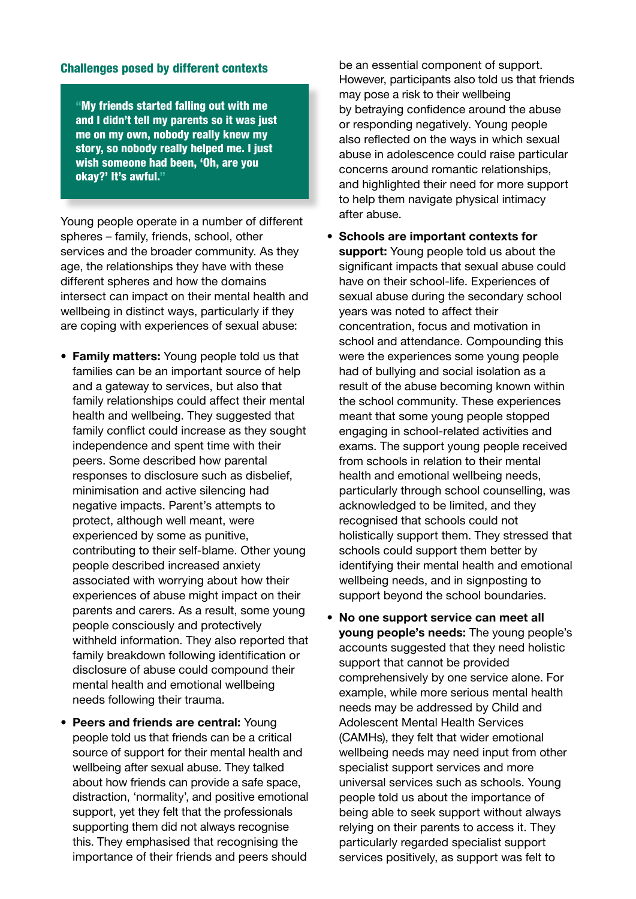### Challenges posed by different contexts

> "My friends started falling out with me and I didn't tell my parents so it was just me on my own, nobody really knew my story, so nobody really helped me. I just wish someone had been, 'Oh, are you okay?' It's awful."

Young people operate in a number of different spheres – family, friends, school, other services and the broader community. As they age, the relationships they have with these different spheres and how the domains intersect can impact on their mental health and wellbeing in distinct ways, particularly if they are coping with experiences of sexual abuse:

- **Family matters:** Young people told us that families can be an important source of help and a gateway to services, but also that family relationships could affect their mental health and wellbeing. They suggested that family conflict could increase as they sought independence and spent time with their peers. Some described how parental responses to disclosure such as disbelief, minimisation and active silencing had negative impacts. Parent's attempts to protect, although well meant, were experienced by some as punitive, contributing to their self-blame. Other young people described increased anxiety associated with worrying about how their experiences of abuse might impact on their parents and carers. As a result, some young people consciously and protectively withheld information. They also reported that family breakdown following identification or disclosure of abuse could compound their mental health and emotional wellbeing needs following their trauma.
- **Peers and friends are central:** Young people told us that friends can be a critical source of support for their mental health and wellbeing after sexual abuse. They talked about how friends can provide a safe space, distraction, 'normality', and positive emotional support, yet they felt that the professionals supporting them did not always recognise this. They emphasised that recognising the importance of their friends and peers should be an essential component of support. However, participants also told us that friends may pose a risk to their wellbeing by betraying confidence around the abuse or responding negatively. Young people also reflected on the ways in which sexual abuse in adolescence could raise particular concerns around romantic relationships, and highlighted their need for more support to help them navigate physical intimacy after abuse.
- **Schools are important contexts for support:** Young people told us about the significant impacts that sexual abuse could have on their school-life. Experiences of sexual abuse during the secondary school years was noted to affect their concentration, focus and motivation in school and attendance. Compounding this were the experiences some young people had of bullying and social isolation as a result of the abuse becoming known within the school community. These experiences meant that some young people stopped engaging in school-related activities and exams. The support young people received from schools in relation to their mental health and emotional wellbeing needs, particularly through school counselling, was acknowledged to be limited, and they recognised that schools could not holistically support them. They stressed that schools could support them better by identifying their mental health and emotional wellbeing needs, and in signposting to support beyond the school boundaries.
- **No one support service can meet all young people's needs:** The young people's accounts suggested that they need holistic support that cannot be provided comprehensively by one service alone. For example, while more serious mental health needs may be addressed by Child and Adolescent Mental Health Services (CAMHs), they felt that wider emotional wellbeing needs may need input from other specialist support services and more universal services such as schools. Young people told us about the importance of being able to seek support without always relying on their parents to access it. They particularly regarded specialist support services positively, as support was felt to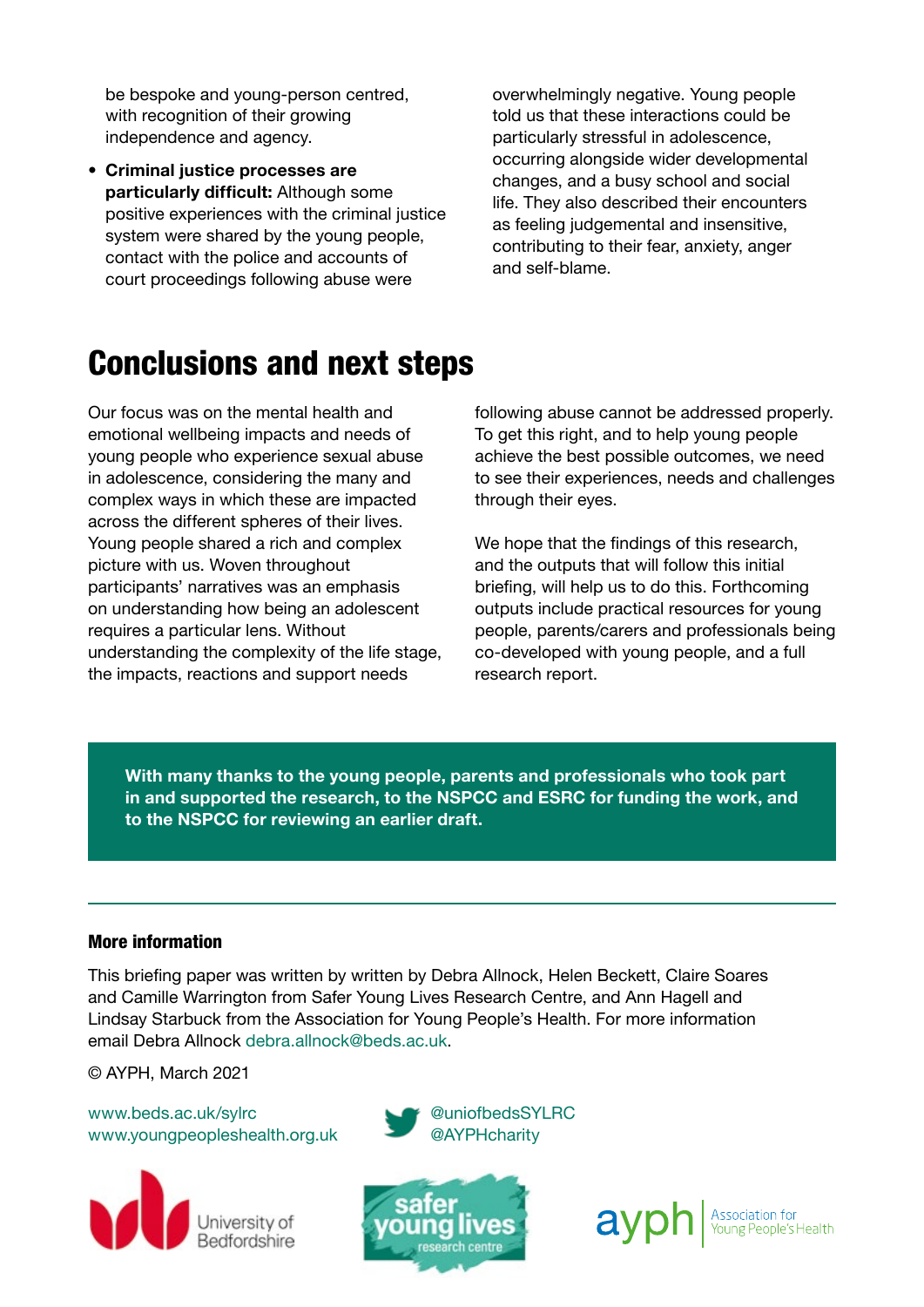be bespoke and young-person centred, with recognition of their growing independence and agency.

- **Criminal justice processes are particularly difficult:** Although some positive experiences with the criminal justice system were shared by the young people, contact with the police and accounts of court proceedings following abuse were overwhelmingly negative. Young people told us that these interactions could be particularly stressful in adolescence, occurring alongside wider developmental changes, and a busy school and social life. They also described their encounters as feeling judgemental and insensitive, contributing to their fear, anxiety, anger and self-blame.

# Conclusions and next steps

Our focus was on the mental health and emotional wellbeing impacts and needs of young people who experience sexual abuse in adolescence, considering the many and complex ways in which these are impacted across the different spheres of their lives. Young people shared a rich and complex picture with us. Woven throughout participants' narratives was an emphasis on understanding how being an adolescent requires a particular lens. Without understanding the complexity of the life stage, the impacts, reactions and support needs following abuse cannot be addressed properly. To get this right, and to help young people achieve the best possible outcomes, we need to see their experiences, needs and challenges through their eyes.

We hope that the findings of this research, and the outputs that will follow this initial briefing, will help us to do this. Forthcoming outputs include practical resources for young people, parents/carers and professionals being co-developed with young people, and a full research report.

**With many thanks to the young people, parents and professionals who took part in and supported the research, to the NSPCC and ESRC for funding the work, and to the NSPCC for reviewing an earlier draft.**

## More information

This briefing paper was written by written by Debra Allnock, Helen Beckett, Claire Soares and Camille Warrington from Safer Young Lives Research Centre, and Ann Hagell and Lindsay Starbuck from the Association for Young People's Health. For more information email Debra Allnock debra.allnock@beds.ac.uk.

© AYPH, March 2021

www.beds.ac.uk/sylrc
www.youngpeopleshealth.org.uk

@uniofbedsSYLRC
@AYPHcharity

University of Bedfordshire

safer young lives research centre

ayph Association for Young People's Health